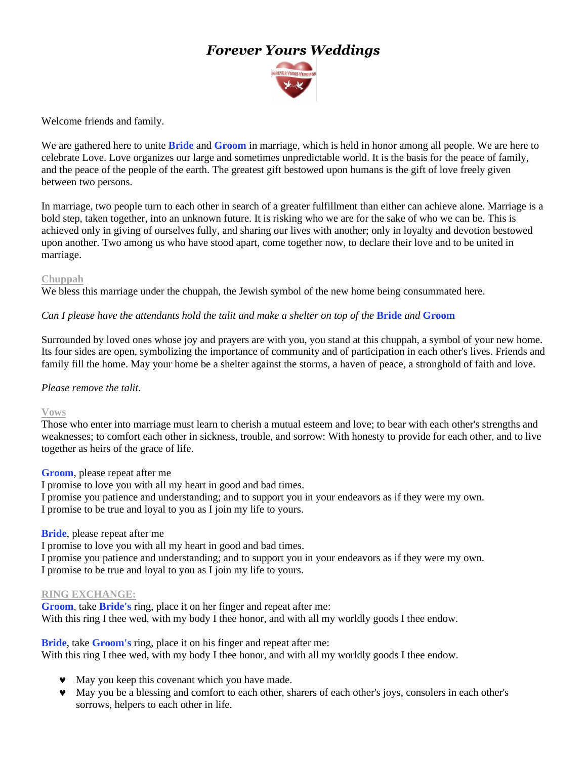# *Forever Yours Weddings*

Welcome friends and family.

We are gathered here to unite **Bride** and **Groom** in marriage, which is held in honor among all people. We are here to celebrate Love. Love organizes our large and sometimes unpredictable world. It is the basis for the peace of family, and the peace of the people of the earth. The greatest gift bestowed upon humans is the gift of love freely given between two persons.

In marriage, two people turn to each other in search of a greater fulfillment than either can achieve alone. Marriage is a bold step, taken together, into an unknown future. It is risking who we are for the sake of who we can be. This is achieved only in giving of ourselves fully, and sharing our lives with another; only in loyalty and devotion bestowed upon another. Two among us who have stood apart, come together now, to declare their love and to be united in marriage.

**Chuppah**

We bless this marriage under the chuppah, the Jewish symbol of the new home being consummated here.

*Can I please have the attendants hold the talit and make a shelter on top of the* **Bride** *and* **Groom**

Surrounded by loved ones whose joy and prayers are with you, you stand at this chuppah, a symbol of your new home. Its four sides are open, symbolizing the importance of community and of participation in each other's lives. Friends and family fill the home. May your home be a shelter against the storms, a haven of peace, a stronghold of faith and love.

*Please remove the talit.*

**Vows**

Those who enter into marriage must learn to cherish a mutual esteem and love; to bear with each other's strengths and weaknesses; to comfort each other in sickness, trouble, and sorrow: With honesty to provide for each other, and to live together as heirs of the grace of life.

**Groom**, please repeat after me
I promise to love you with all my heart in good and bad times.
I promise you patience and understanding; and to support you in your endeavors as if they were my own.
I promise to be true and loyal to you as I join my life to yours.

**Bride**, please repeat after me
I promise to love you with all my heart in good and bad times.
I promise you patience and understanding; and to support you in your endeavors as if they were my own.
I promise to be true and loyal to you as I join my life to yours.

**RING EXCHANGE:**

**Groom**, take **Bride's** ring, place it on her finger and repeat after me:
With this ring I thee wed, with my body I thee honor, and with all my worldly goods I thee endow.

**Bride**, take **Groom's** ring, place it on his finger and repeat after me:
With this ring I thee wed, with my body I thee honor, and with all my worldly goods I thee endow.

- May you keep this covenant which you have made.
- May you be a blessing and comfort to each other, sharers of each other's joys, consolers in each other's sorrows, helpers to each other in life.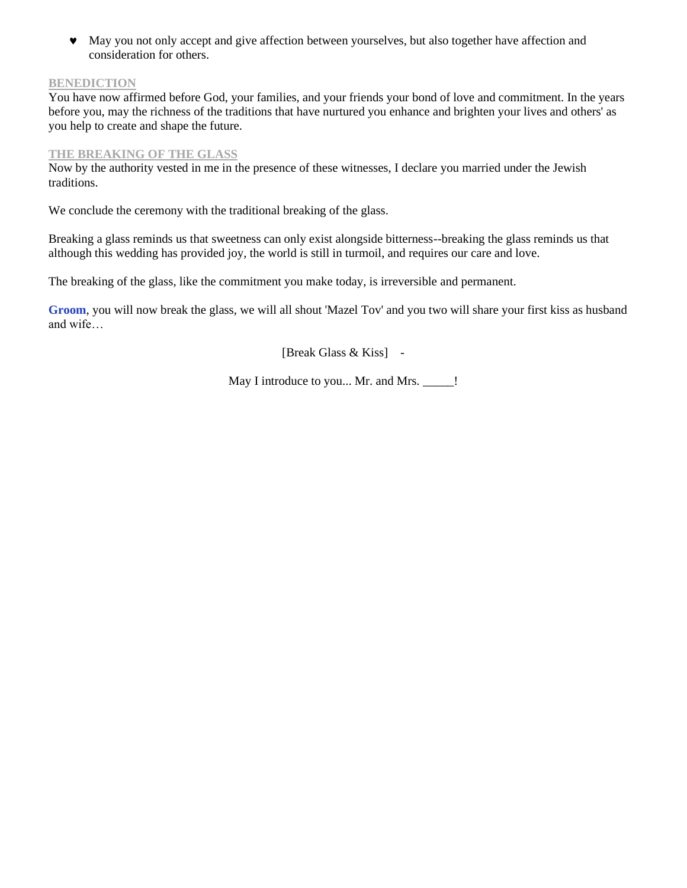- ♥ May you not only accept and give affection between yourselves, but also together have affection and consideration for others.

## BENEDICTION

You have now affirmed before God, your families, and your friends your bond of love and commitment. In the years before you, may the richness of the traditions that have nurtured you enhance and brighten your lives and others' as you help to create and shape the future.

## THE BREAKING OF THE GLASS

Now by the authority vested in me in the presence of these witnesses, I declare you married under the Jewish traditions.

We conclude the ceremony with the traditional breaking of the glass.

Breaking a glass reminds us that sweetness can only exist alongside bitterness--breaking the glass reminds us that although this wedding has provided joy, the world is still in turmoil, and requires our care and love.

The breaking of the glass, like the commitment you make today, is irreversible and permanent.

**Groom**, you will now break the glass, we will all shout 'Mazel Tov' and you two will share your first kiss as husband and wife…

[Break Glass & Kiss] -

May I introduce to you... Mr. and Mrs. _____!